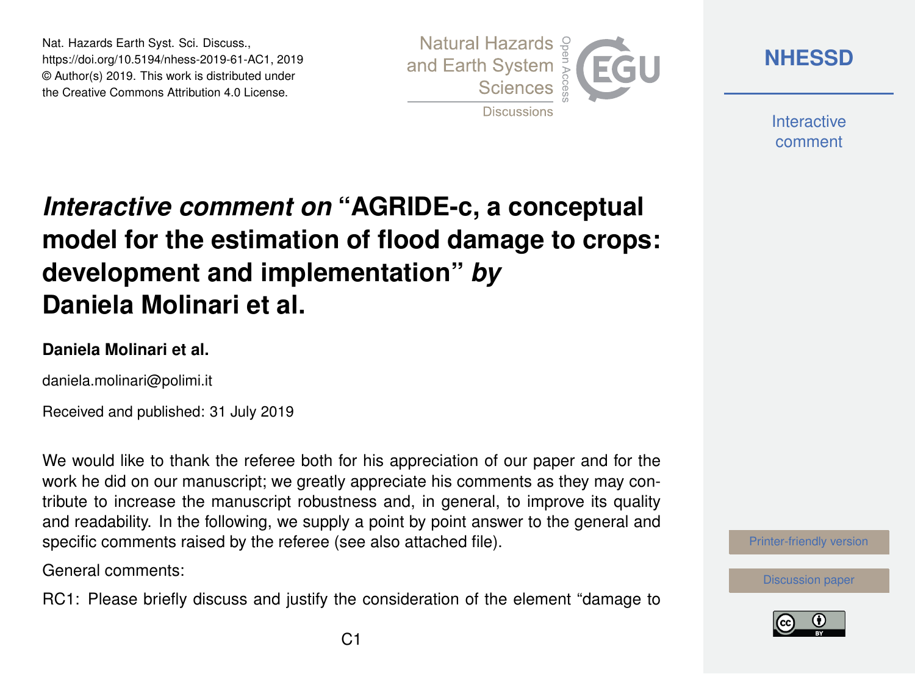# *Interactive comment on* "AGRIDE-c, a conceptual model for the estimation of flood damage to crops: development and implementation" *by* Daniela Molinari et al.

**Daniela Molinari et al.**

daniela.molinari@polimi.it

Received and published: 31 July 2019

We would like to thank the referee both for his appreciation of our paper and for the work he did on our manuscript; we greatly appreciate his comments as they may contribute to increase the manuscript robustness and, in general, to improve its quality and readability. In the following, we supply a point by point answer to the general and specific comments raised by the referee (see also attached file).

General comments:

RC1: Please briefly discuss and justify the consideration of the element "damage to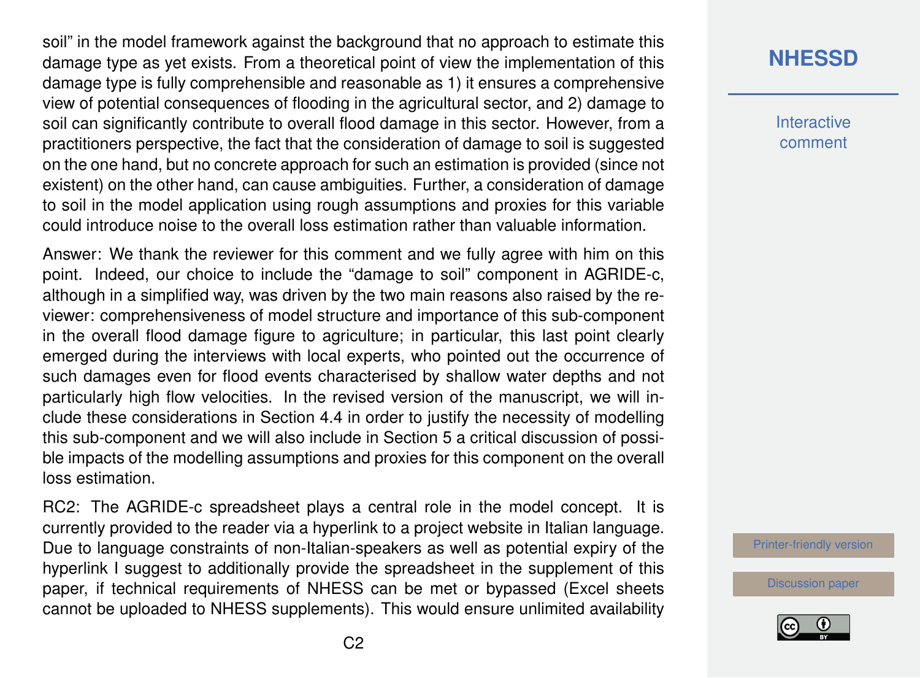soil" in the model framework against the background that no approach to estimate this damage type as yet exists. From a theoretical point of view the implementation of this damage type is fully comprehensible and reasonable as 1) it ensures a comprehensive view of potential consequences of flooding in the agricultural sector, and 2) damage to soil can significantly contribute to overall flood damage in this sector. However, from a practitioners perspective, the fact that the consideration of damage to soil is suggested on the one hand, but no concrete approach for such an estimation is provided (since not existent) on the other hand, can cause ambiguities. Further, a consideration of damage to soil in the model application using rough assumptions and proxies for this variable could introduce noise to the overall loss estimation rather than valuable information.

Answer: We thank the reviewer for this comment and we fully agree with him on this point. Indeed, our choice to include the "damage to soil" component in AGRIDE-c, although in a simplified way, was driven by the two main reasons also raised by the reviewer: comprehensiveness of model structure and importance of this sub-component in the overall flood damage figure to agriculture; in particular, this last point clearly emerged during the interviews with local experts, who pointed out the occurrence of such damages even for flood events characterised by shallow water depths and not particularly high flow velocities. In the revised version of the manuscript, we will include these considerations in Section 4.4 in order to justify the necessity of modelling this sub-component and we will also include in Section 5 a critical discussion of possible impacts of the modelling assumptions and proxies for this component on the overall loss estimation.

RC2: The AGRIDE-c spreadsheet plays a central role in the model concept. It is currently provided to the reader via a hyperlink to a project website in Italian language. Due to language constraints of non-Italian-speakers as well as potential expiry of the hyperlink I suggest to additionally provide the spreadsheet in the supplement of this paper, if technical requirements of NHESS can be met or bypassed (Excel sheets cannot be uploaded to NHESS supplements). This would ensure unlimited availability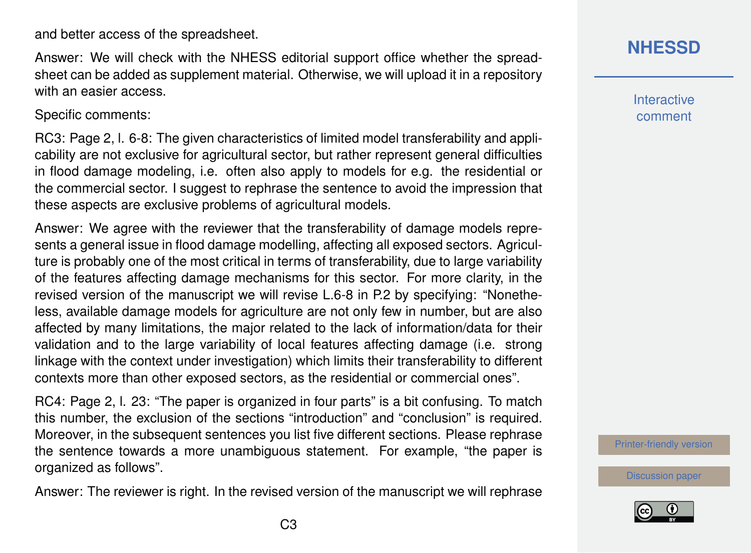and better access of the spreadsheet.

Answer: We will check with the NHESS editorial support office whether the spreadsheet can be added as supplement material. Otherwise, we will upload it in a repository with an easier access.

Specific comments:

RC3: Page 2, l. 6-8: The given characteristics of limited model transferability and applicability are not exclusive for agricultural sector, but rather represent general difficulties in flood damage modeling, i.e. often also apply to models for e.g. the residential or the commercial sector. I suggest to rephrase the sentence to avoid the impression that these aspects are exclusive problems of agricultural models.

Answer: We agree with the reviewer that the transferability of damage models represents a general issue in flood damage modelling, affecting all exposed sectors. Agriculture is probably one of the most critical in terms of transferability, due to large variability of the features affecting damage mechanisms for this sector. For more clarity, in the revised version of the manuscript we will revise L.6-8 in P.2 by specifying: "Nonetheless, available damage models for agriculture are not only few in number, but are also affected by many limitations, the major related to the lack of information/data for their validation and to the large variability of local features affecting damage (i.e. strong linkage with the context under investigation) which limits their transferability to different contexts more than other exposed sectors, as the residential or commercial ones".

RC4: Page 2, l. 23: "The paper is organized in four parts" is a bit confusing. To match this number, the exclusion of the sections "introduction" and "conclusion" is required. Moreover, in the subsequent sentences you list five different sections. Please rephrase the sentence towards a more unambiguous statement. For example, "the paper is organized as follows".

Answer: The reviewer is right. In the revised version of the manuscript we will rephrase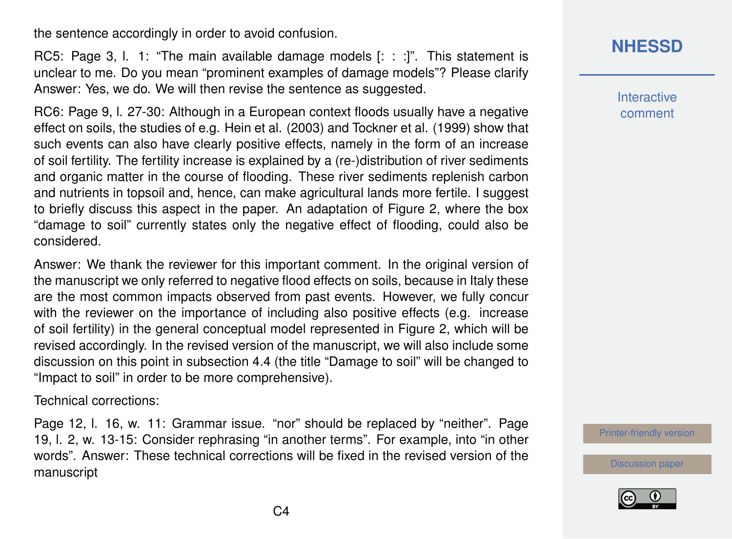the sentence accordingly in order to avoid confusion.

RC5: Page 3, l. 1: "The main available damage models [: : :]". This statement is unclear to me. Do you mean "prominent examples of damage models"? Please clarify
Answer: Yes, we do. We will then revise the sentence as suggested.

RC6: Page 9, l. 27-30: Although in a European context floods usually have a negative effect on soils, the studies of e.g. Hein et al. (2003) and Tockner et al. (1999) show that such events can also have clearly positive effects, namely in the form of an increase of soil fertility. The fertility increase is explained by a (re-)distribution of river sediments and organic matter in the course of flooding. These river sediments replenish carbon and nutrients in topsoil and, hence, can make agricultural lands more fertile. I suggest to briefly discuss this aspect in the paper. An adaptation of Figure 2, where the box "damage to soil" currently states only the negative effect of flooding, could also be considered.

Answer: We thank the reviewer for this important comment. In the original version of the manuscript we only referred to negative flood effects on soils, because in Italy these are the most common impacts observed from past events. However, we fully concur with the reviewer on the importance of including also positive effects (e.g. increase of soil fertility) in the general conceptual model represented in Figure 2, which will be revised accordingly. In the revised version of the manuscript, we will also include some discussion on this point in subsection 4.4 (the title "Damage to soil" will be changed to "Impact to soil" in order to be more comprehensive).

Technical corrections:

Page 12, l. 16, w. 11: Grammar issue. "nor" should be replaced by "neither". Page 19, l. 2, w. 13-15: Consider rephrasing "in another terms". For example, into "in other words". Answer: These technical corrections will be fixed in the revised version of the manuscript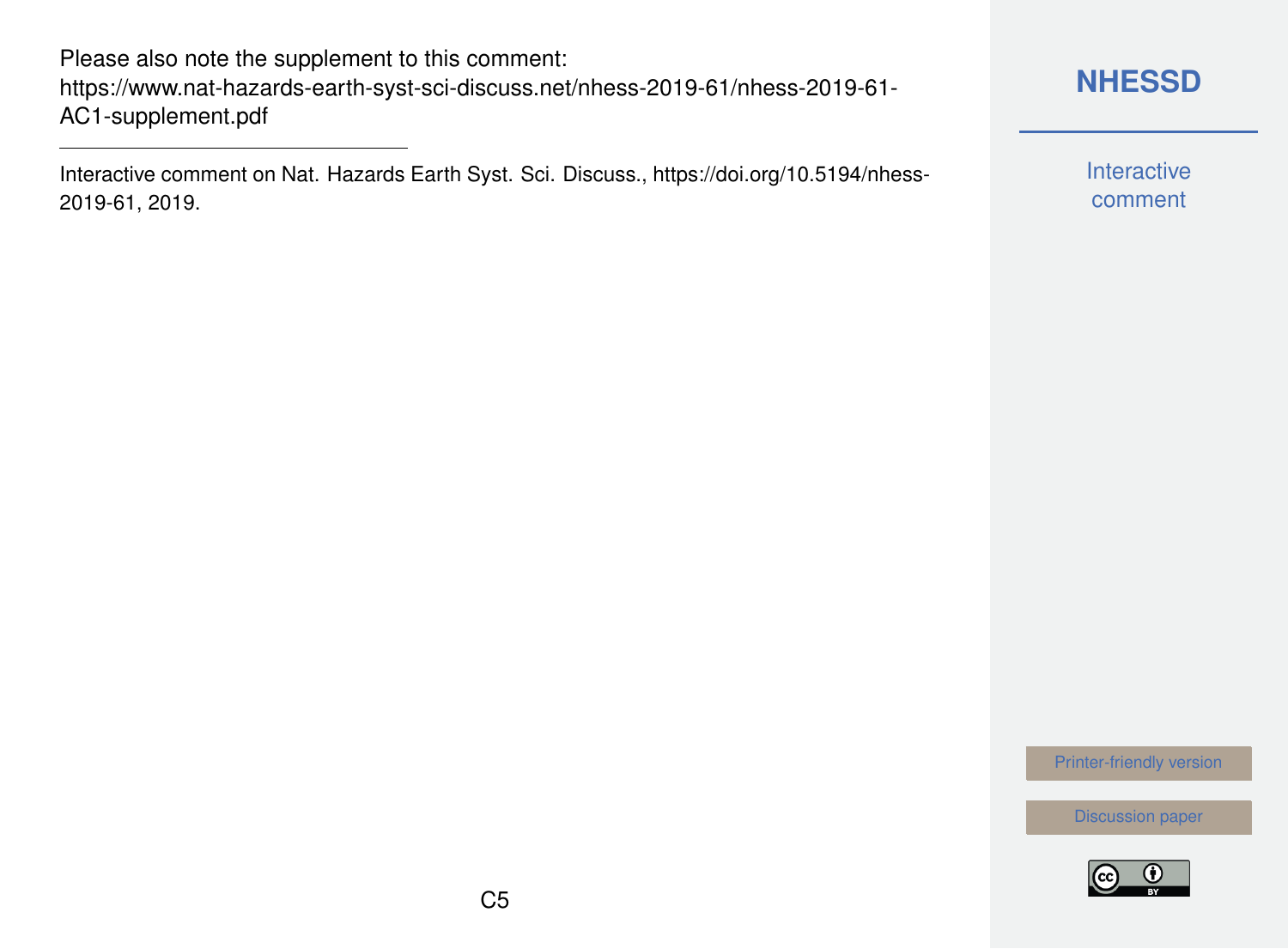Please also note the supplement to this comment:
https://www.nat-hazards-earth-syst-sci-discuss.net/nhess-2019-61/nhess-2019-61-AC1-supplement.pdf

---

Interactive comment on Nat. Hazards Earth Syst. Sci. Discuss., https://doi.org/10.5194/nhess-2019-61, 2019.